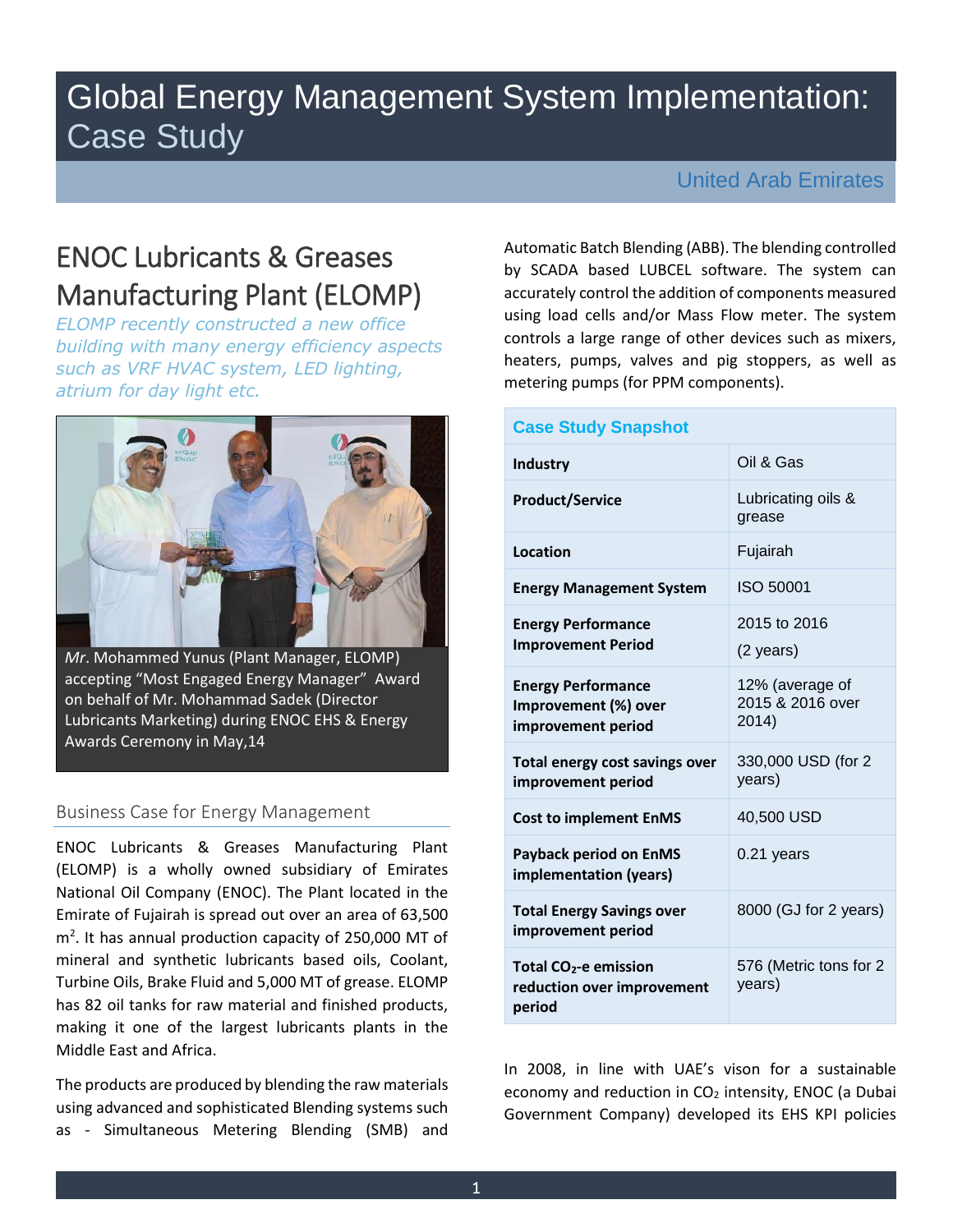# Global Energy Management System Implementation: Case Study

United Arab Emirates

## ENOC Lubricants & Greases Manufacturing Plant (ELOMP)

*ELOMP recently constructed a new office building with many energy efficiency aspects such as VRF HVAC system, LED lighting, atrium for day light etc.*

*Mr*. Mohammed Yunus (Plant Manager, ELOMP) accepting "Most Engaged Energy Manager" Award on behalf of Mr. Mohammad Sadek (Director Lubricants Marketing) during ENOC EHS & Energy Awards Ceremony in May,14

### Business Case for Energy Management

ENOC Lubricants & Greases Manufacturing Plant (ELOMP) is a wholly owned subsidiary of Emirates National Oil Company (ENOC). The Plant located in the Emirate of Fujairah is spread out over an area of 63,500 m$^2$. It has annual production capacity of 250,000 MT of mineral and synthetic lubricants based oils, Coolant, Turbine Oils, Brake Fluid and 5,000 MT of grease. ELOMP has 82 oil tanks for raw material and finished products, making it one of the largest lubricants plants in the Middle East and Africa.

The products are produced by blending the raw materials using advanced and sophisticated Blending systems such as - Simultaneous Metering Blending (SMB) and Automatic Batch Blending (ABB). The blending controlled by SCADA based LUBCEL software. The system can accurately control the addition of components measured using load cells and/or Mass Flow meter. The system controls a large range of other devices such as mixers, heaters, pumps, valves and pig stoppers, as well as metering pumps (for PPM components).

| Case Study Snapshot | |
|---|---|
| **Industry** | Oil & Gas |
| **Product/Service** | Lubricating oils & grease |
| **Location** | Fujairah |
| **Energy Management System** | ISO 50001 |
| **Energy Performance Improvement Period** | 2015 to 2016 (2 years) |
| **Energy Performance Improvement (%) over improvement period** | 12% (average of 2015 & 2016 over 2014) |
| **Total energy cost savings over improvement period** | 330,000 USD (for 2 years) |
| **Cost to implement EnMS** | 40,500 USD |
| **Payback period on EnMS implementation (years)** | 0.21 years |
| **Total Energy Savings over improvement period** | 8000 (GJ for 2 years) |
| **Total $CO_2$-e emission reduction over improvement period** | 576 (Metric tons for 2 years) |

In 2008, in line with UAE's vison for a sustainable economy and reduction in $CO_2$ intensity, ENOC (a Dubai Government Company) developed its EHS KPI policies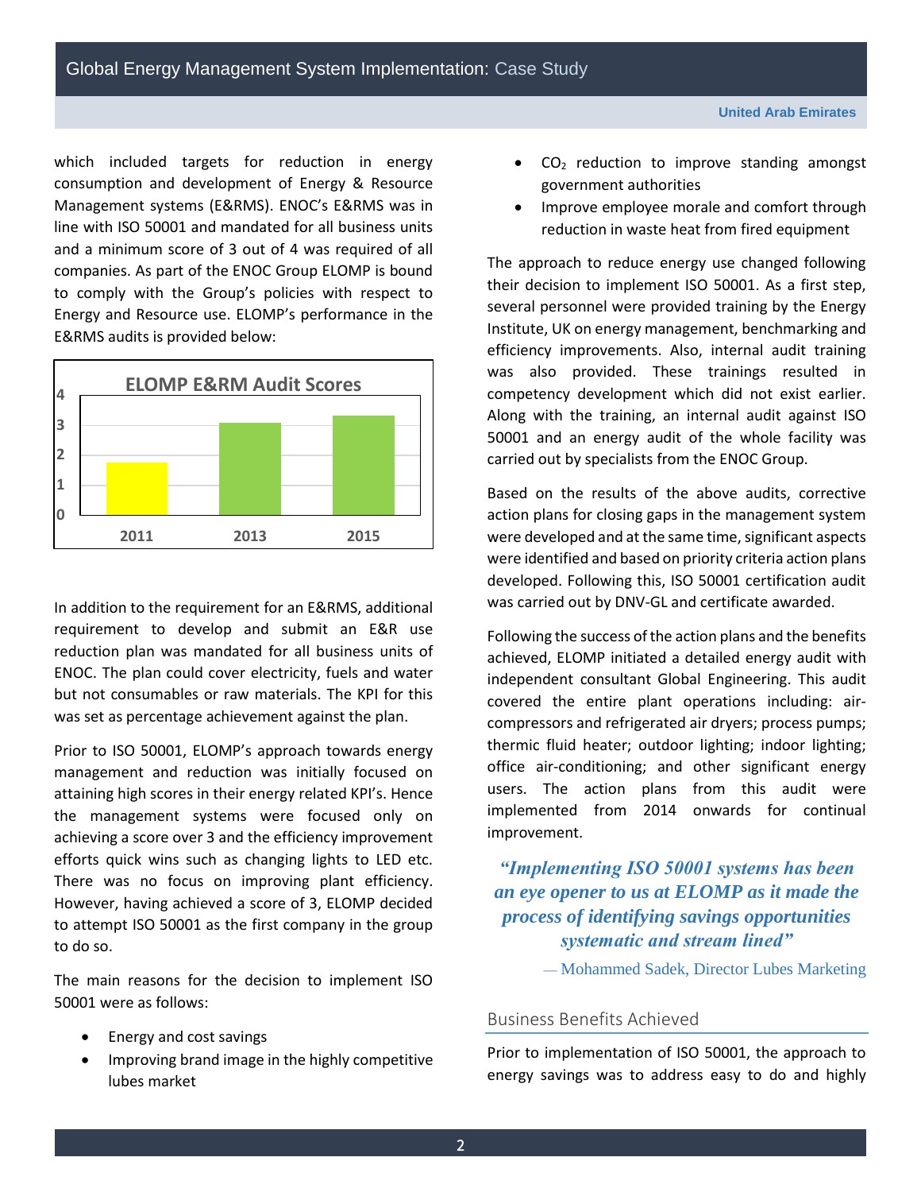which included targets for reduction in energy consumption and development of Energy & Resource Management systems (E&RMS). ENOC's E&RMS was in line with ISO 50001 and mandated for all business units and a minimum score of 3 out of 4 was required of all companies. As part of the ENOC Group ELOMP is bound to comply with the Group's policies with respect to Energy and Resource use. ELOMP's performance in the E&RMS audits is provided below:

**ELOMP E&RM Audit Scores**

| Year | Score |
|---|---|
| 2011 | ~1.7 |
| 2013 | ~3.1 |
| 2015 | ~3.3 |

In addition to the requirement for an E&RMS, additional requirement to develop and submit an E&R use reduction plan was mandated for all business units of ENOC. The plan could cover electricity, fuels and water but not consumables or raw materials. The KPI for this was set as percentage achievement against the plan.

Prior to ISO 50001, ELOMP's approach towards energy management and reduction was initially focused on attaining high scores in their energy related KPI's. Hence the management systems were focused only on achieving a score over 3 and the efficiency improvement efforts quick wins such as changing lights to LED etc. There was no focus on improving plant efficiency. However, having achieved a score of 3, ELOMP decided to attempt ISO 50001 as the first company in the group to do so.

The main reasons for the decision to implement ISO 50001 were as follows:

- Energy and cost savings
- Improving brand image in the highly competitive lubes market
- $CO_2$ reduction to improve standing amongst government authorities
- Improve employee morale and comfort through reduction in waste heat from fired equipment

The approach to reduce energy use changed following their decision to implement ISO 50001. As a first step, several personnel were provided training by the Energy Institute, UK on energy management, benchmarking and efficiency improvements. Also, internal audit training was also provided. These trainings resulted in competency development which did not exist earlier. Along with the training, an internal audit against ISO 50001 and an energy audit of the whole facility was carried out by specialists from the ENOC Group.

Based on the results of the above audits, corrective action plans for closing gaps in the management system were developed and at the same time, significant aspects were identified and based on priority criteria action plans developed. Following this, ISO 50001 certification audit was carried out by DNV-GL and certificate awarded.

Following the success of the action plans and the benefits achieved, ELOMP initiated a detailed energy audit with independent consultant Global Engineering. This audit covered the entire plant operations including: air-compressors and refrigerated air dryers; process pumps; thermic fluid heater; outdoor lighting; indoor lighting; office air-conditioning; and other significant energy users. The action plans from this audit were implemented from 2014 onwards for continual improvement.

> ***"Implementing ISO 50001 systems has been an eye opener to us at ELOMP as it made the process of identifying savings opportunities systematic and stream lined"***
>
> — Mohammed Sadek, Director Lubes Marketing

## Business Benefits Achieved

Prior to implementation of ISO 50001, the approach to energy savings was to address easy to do and highly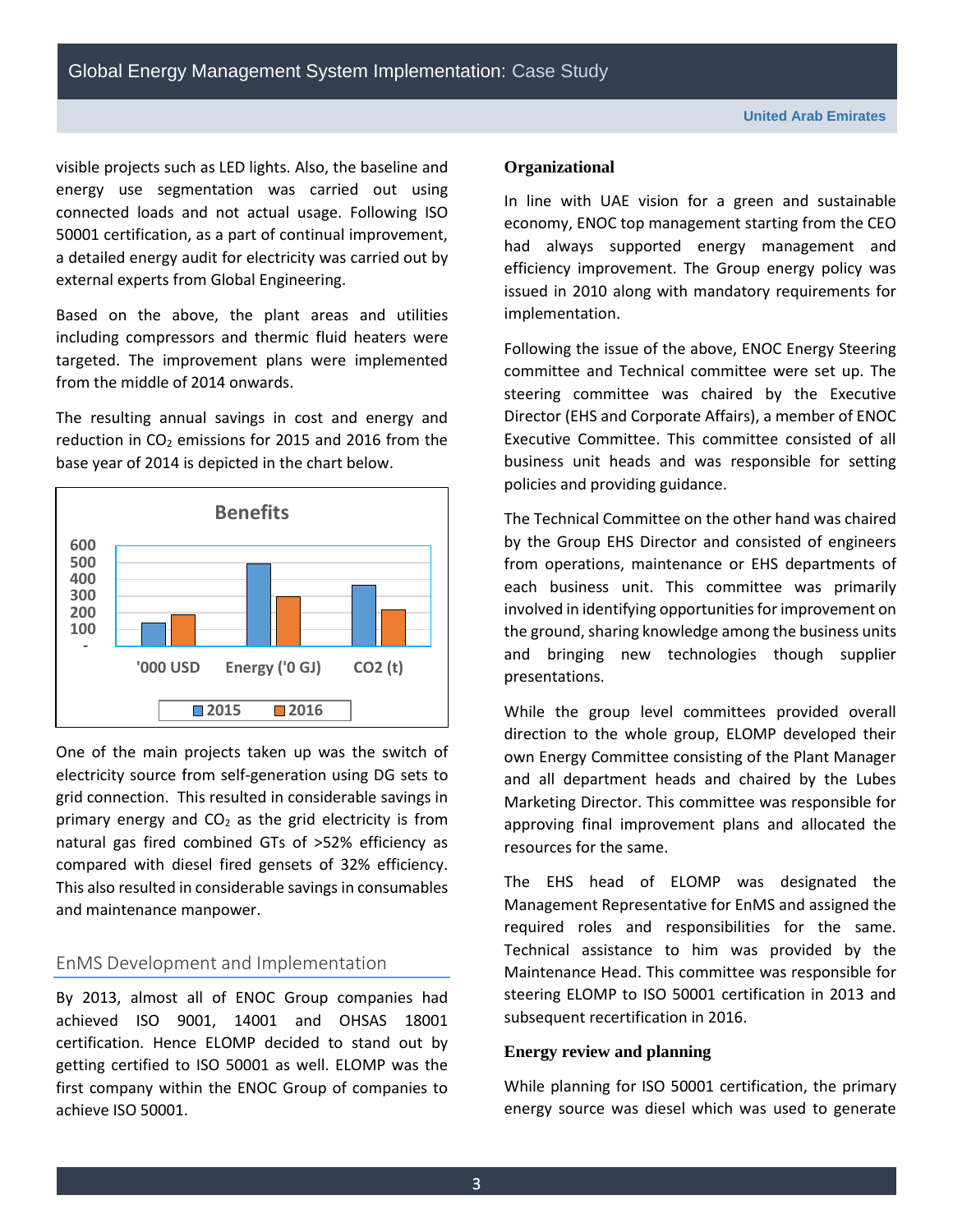visible projects such as LED lights. Also, the baseline and energy use segmentation was carried out using connected loads and not actual usage. Following ISO 50001 certification, as a part of continual improvement, a detailed energy audit for electricity was carried out by external experts from Global Engineering.

Based on the above, the plant areas and utilities including compressors and thermic fluid heaters were targeted. The improvement plans were implemented from the middle of 2014 onwards.

The resulting annual savings in cost and energy and reduction in $CO_2$ emissions for 2015 and 2016 from the base year of 2014 is depicted in the chart below.

**Benefits**

| | 2015 | 2016 |
|---|---|---|
| '000 USD | ~140 | ~185 |
| Energy ('0 GJ) | ~490 | ~295 |
| CO2 (t) | ~360 | ~215 |

One of the main projects taken up was the switch of electricity source from self-generation using DG sets to grid connection. This resulted in considerable savings in primary energy and $CO_2$ as the grid electricity is from natural gas fired combined GTs of >52% efficiency as compared with diesel fired gensets of 32% efficiency. This also resulted in considerable savings in consumables and maintenance manpower.

## EnMS Development and Implementation

By 2013, almost all of ENOC Group companies had achieved ISO 9001, 14001 and OHSAS 18001 certification. Hence ELOMP decided to stand out by getting certified to ISO 50001 as well. ELOMP was the first company within the ENOC Group of companies to achieve ISO 50001.

### Organizational

In line with UAE vision for a green and sustainable economy, ENOC top management starting from the CEO had always supported energy management and efficiency improvement. The Group energy policy was issued in 2010 along with mandatory requirements for implementation.

Following the issue of the above, ENOC Energy Steering committee and Technical committee were set up. The steering committee was chaired by the Executive Director (EHS and Corporate Affairs), a member of ENOC Executive Committee. This committee consisted of all business unit heads and was responsible for setting policies and providing guidance.

The Technical Committee on the other hand was chaired by the Group EHS Director and consisted of engineers from operations, maintenance or EHS departments of each business unit. This committee was primarily involved in identifying opportunities for improvement on the ground, sharing knowledge among the business units and bringing new technologies though supplier presentations.

While the group level committees provided overall direction to the whole group, ELOMP developed their own Energy Committee consisting of the Plant Manager and all department heads and chaired by the Lubes Marketing Director. This committee was responsible for approving final improvement plans and allocated the resources for the same.

The EHS head of ELOMP was designated the Management Representative for EnMS and assigned the required roles and responsibilities for the same. Technical assistance to him was provided by the Maintenance Head. This committee was responsible for steering ELOMP to ISO 50001 certification in 2013 and subsequent recertification in 2016.

### Energy review and planning

While planning for ISO 50001 certification, the primary energy source was diesel which was used to generate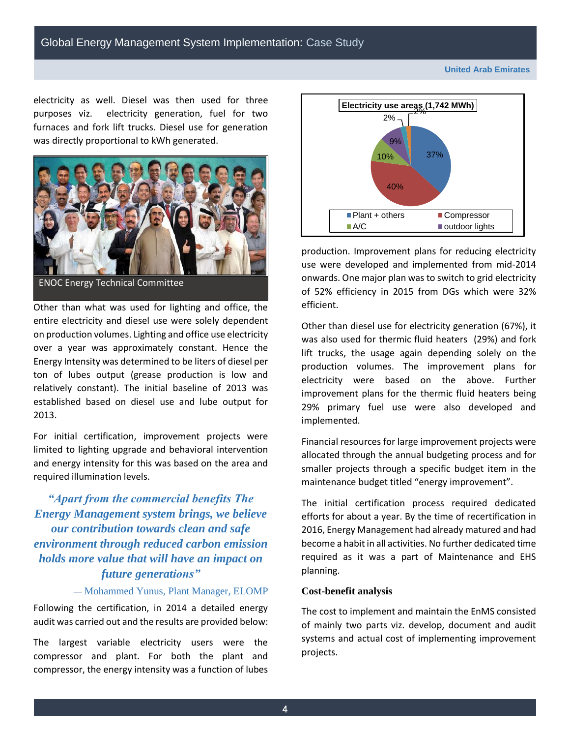electricity as well. Diesel was then used for three purposes viz. electricity generation, fuel for two furnaces and fork lift trucks. Diesel use for generation was directly proportional to kWh generated.

ENOC Energy Technical Committee

Other than what was used for lighting and office, the entire electricity and diesel use were solely dependent on production volumes. Lighting and office use electricity over a year was approximately constant. Hence the Energy Intensity was determined to be liters of diesel per ton of lubes output (grease production is low and relatively constant). The initial baseline of 2013 was established based on diesel use and lube output for 2013.

For initial certification, improvement projects were limited to lighting upgrade and behavioral intervention and energy intensity for this was based on the area and required illumination levels.

> ***"Apart from the commercial benefits The Energy Management system brings, we believe our contribution towards clean and safe environment through reduced carbon emission holds more value that will have an impact on future generations"***
>
> — Mohammed Yunus, Plant Manager, ELOMP

Following the certification, in 2014 a detailed energy audit was carried out and the results are provided below:

The largest variable electricity users were the compressor and plant. For both the plant and compressor, the energy intensity was a function of lubes production. Improvement plans for reducing electricity use were developed and implemented from mid-2014 onwards. One major plan was to switch to grid electricity of 52% efficiency in 2015 from DGs which were 32% efficient.

Electricity use areas (1,742 MWh)

| Area | Share |
|---|---|
| Plant + others | 37% |
| Compressor | 40% |
| A/C | 10% |
| outdoor lights | 9% |
| (unlabeled) | 2% |
| (unlabeled) | 2% |

Other than diesel use for electricity generation (67%), it was also used for thermic fluid heaters (29%) and fork lift trucks, the usage again depending solely on the production volumes. The improvement plans for electricity were based on the above. Further improvement plans for the thermic fluid heaters being 29% primary fuel use were also developed and implemented.

Financial resources for large improvement projects were allocated through the annual budgeting process and for smaller projects through a specific budget item in the maintenance budget titled "energy improvement".

The initial certification process required dedicated efforts for about a year. By the time of recertification in 2016, Energy Management had already matured and had become a habit in all activities. No further dedicated time required as it was a part of Maintenance and EHS planning.

### Cost-benefit analysis

The cost to implement and maintain the EnMS consisted of mainly two parts viz. develop, document and audit systems and actual cost of implementing improvement projects.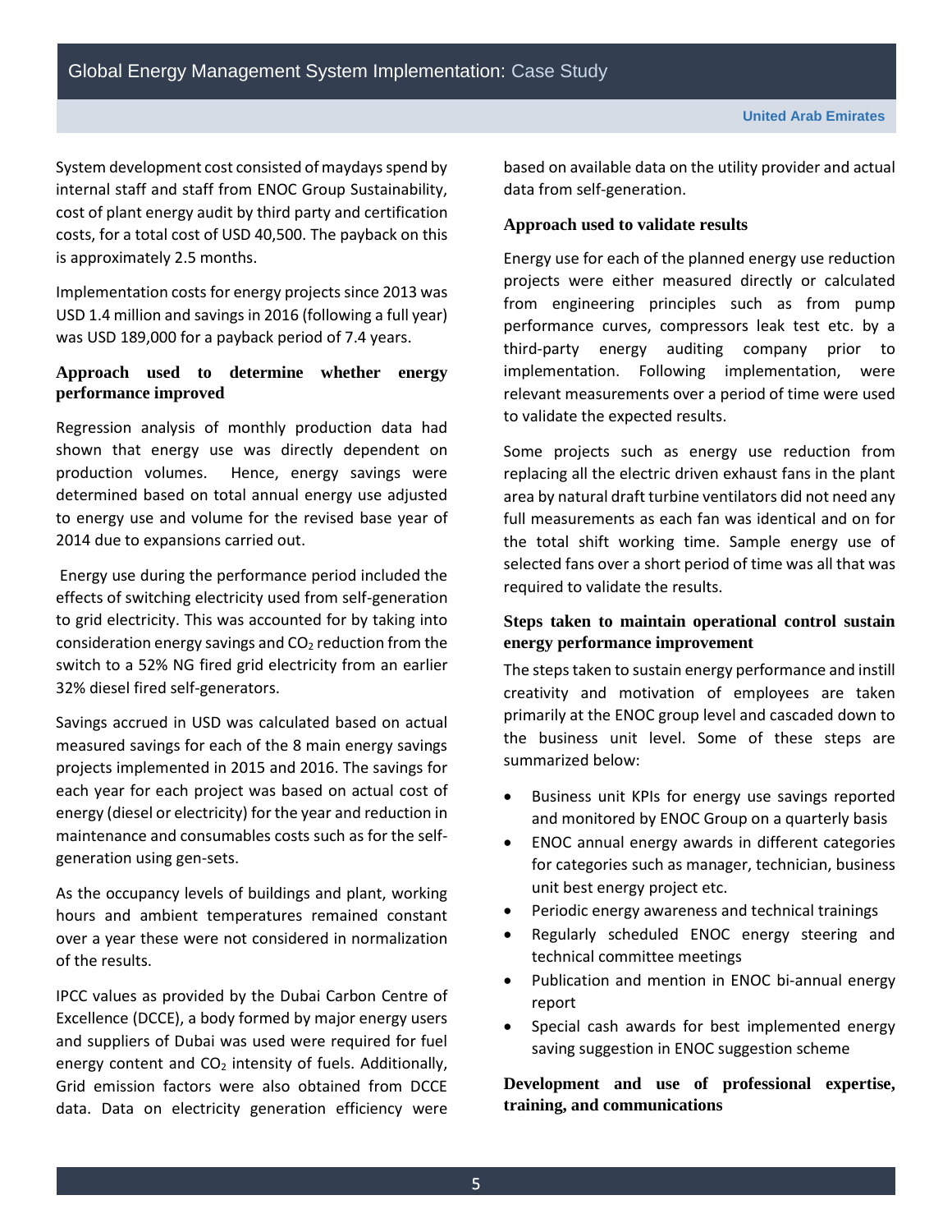System development cost consisted of maydays spend by internal staff and staff from ENOC Group Sustainability, cost of plant energy audit by third party and certification costs, for a total cost of USD 40,500. The payback on this is approximately 2.5 months.

Implementation costs for energy projects since 2013 was USD 1.4 million and savings in 2016 (following a full year) was USD 189,000 for a payback period of 7.4 years.

### Approach used to determine whether energy performance improved

Regression analysis of monthly production data had shown that energy use was directly dependent on production volumes. Hence, energy savings were determined based on total annual energy use adjusted to energy use and volume for the revised base year of 2014 due to expansions carried out.

Energy use during the performance period included the effects of switching electricity used from self-generation to grid electricity. This was accounted for by taking into consideration energy savings and $CO_2$ reduction from the switch to a 52% NG fired grid electricity from an earlier 32% diesel fired self-generators.

Savings accrued in USD was calculated based on actual measured savings for each of the 8 main energy savings projects implemented in 2015 and 2016. The savings for each year for each project was based on actual cost of energy (diesel or electricity) for the year and reduction in maintenance and consumables costs such as for the self-generation using gen-sets.

As the occupancy levels of buildings and plant, working hours and ambient temperatures remained constant over a year these were not considered in normalization of the results.

IPCC values as provided by the Dubai Carbon Centre of Excellence (DCCE), a body formed by major energy users and suppliers of Dubai was used were required for fuel energy content and $CO_2$ intensity of fuels. Additionally, Grid emission factors were also obtained from DCCE data. Data on electricity generation efficiency were based on available data on the utility provider and actual data from self-generation.

### Approach used to validate results

Energy use for each of the planned energy use reduction projects were either measured directly or calculated from engineering principles such as from pump performance curves, compressors leak test etc. by a third-party energy auditing company prior to implementation. Following implementation, were relevant measurements over a period of time were used to validate the expected results.

Some projects such as energy use reduction from replacing all the electric driven exhaust fans in the plant area by natural draft turbine ventilators did not need any full measurements as each fan was identical and on for the total shift working time. Sample energy use of selected fans over a short period of time was all that was required to validate the results.

### Steps taken to maintain operational control sustain energy performance improvement

The steps taken to sustain energy performance and instill creativity and motivation of employees are taken primarily at the ENOC group level and cascaded down to the business unit level. Some of these steps are summarized below:

- Business unit KPIs for energy use savings reported and monitored by ENOC Group on a quarterly basis
- ENOC annual energy awards in different categories for categories such as manager, technician, business unit best energy project etc.
- Periodic energy awareness and technical trainings
- Regularly scheduled ENOC energy steering and technical committee meetings
- Publication and mention in ENOC bi-annual energy report
- Special cash awards for best implemented energy saving suggestion in ENOC suggestion scheme

### Development and use of professional expertise, training, and communications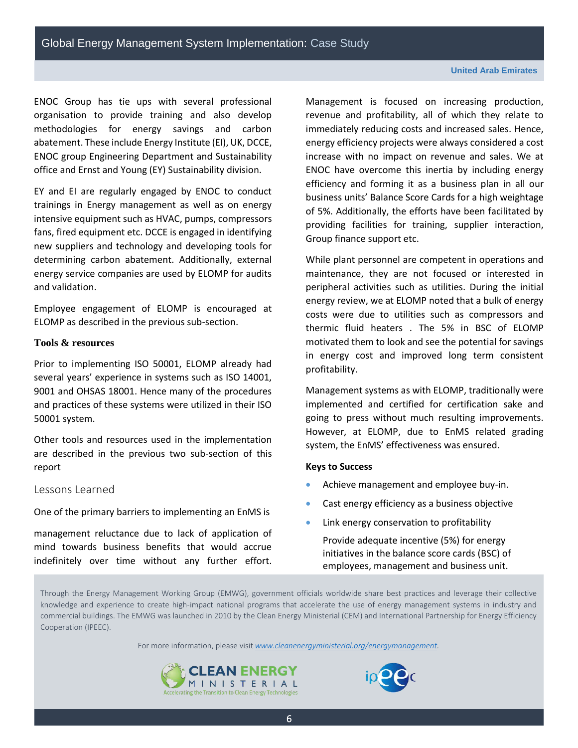ENOC Group has tie ups with several professional organisation to provide training and also develop methodologies for energy savings and carbon abatement. These include Energy Institute (EI), UK, DCCE, ENOC group Engineering Department and Sustainability office and Ernst and Young (EY) Sustainability division.

EY and EI are regularly engaged by ENOC to conduct trainings in Energy management as well as on energy intensive equipment such as HVAC, pumps, compressors fans, fired equipment etc. DCCE is engaged in identifying new suppliers and technology and developing tools for determining carbon abatement. Additionally, external energy service companies are used by ELOMP for audits and validation.

Employee engagement of ELOMP is encouraged at ELOMP as described in the previous sub-section.

### Tools & resources

Prior to implementing ISO 50001, ELOMP already had several years' experience in systems such as ISO 14001, 9001 and OHSAS 18001. Hence many of the procedures and practices of these systems were utilized in their ISO 50001 system.

Other tools and resources used in the implementation are described in the previous two sub-section of this report

## Lessons Learned

One of the primary barriers to implementing an EnMS is management reluctance due to lack of application of mind towards business benefits that would accrue indefinitely over time without any further effort. Management is focused on increasing production, revenue and profitability, all of which they relate to immediately reducing costs and increased sales. Hence, energy efficiency projects were always considered a cost increase with no impact on revenue and sales. We at ENOC have overcome this inertia by including energy efficiency and forming it as a business plan in all our business units' Balance Score Cards for a high weightage of 5%. Additionally, the efforts have been facilitated by providing facilities for training, supplier interaction, Group finance support etc.

While plant personnel are competent in operations and maintenance, they are not focused or interested in peripheral activities such as utilities. During the initial energy review, we at ELOMP noted that a bulk of energy costs were due to utilities such as compressors and thermic fluid heaters . The 5% in BSC of ELOMP motivated them to look and see the potential for savings in energy cost and improved long term consistent profitability.

Management systems as with ELOMP, traditionally were implemented and certified for certification sake and going to press without much resulting improvements. However, at ELOMP, due to EnMS related grading system, the EnMS' effectiveness was ensured.

**Keys to Success**

- Achieve management and employee buy-in.
- Cast energy efficiency as a business objective
- Link energy conservation to profitability

  Provide adequate incentive (5%) for energy initiatives in the balance score cards (BSC) of employees, management and business unit.

Through the Energy Management Working Group (EMWG), government officials worldwide share best practices and leverage their collective knowledge and experience to create high-impact national programs that accelerate the use of energy management systems in industry and commercial buildings. The EMWG was launched in 2010 by the Clean Energy Ministerial (CEM) and International Partnership for Energy Efficiency Cooperation (IPEEC).

For more information, please visit *www.cleanenergyministerial.org/energymanagement*.